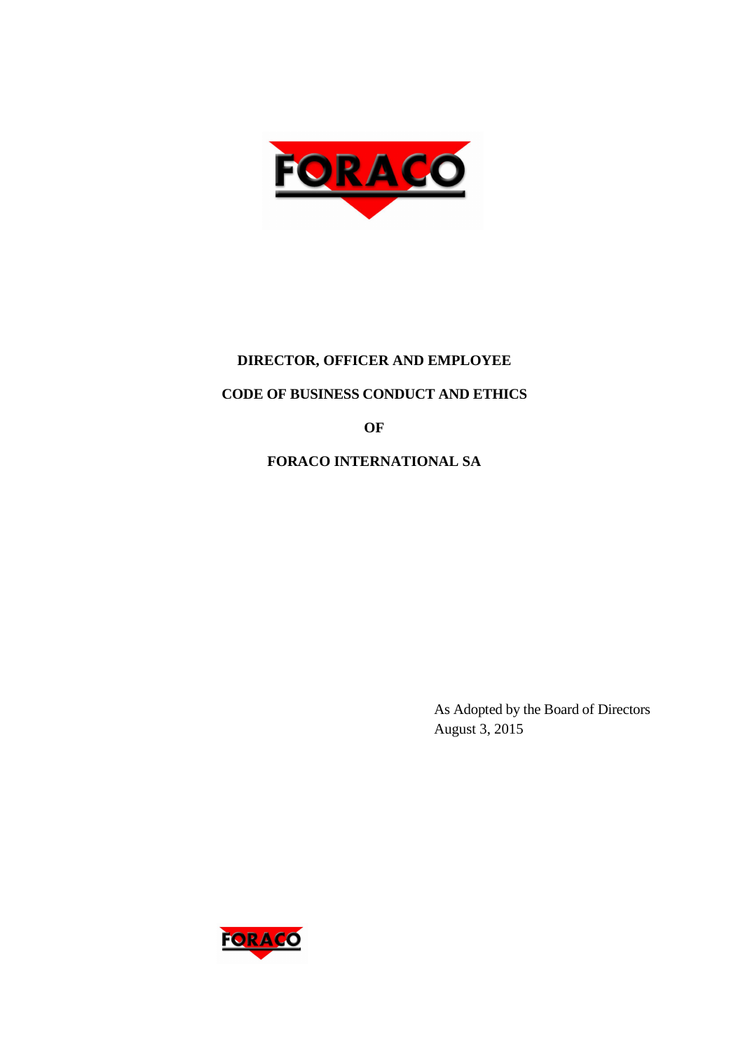# DIRECTOR, OFFICER AND EMPLOYEE

# CODE OF BUSINESS CONDUCT AND ETHICS

# OF

# FORACO INTERNATIONAL SA

As Adopted by the Board of Directors
August 3, 2015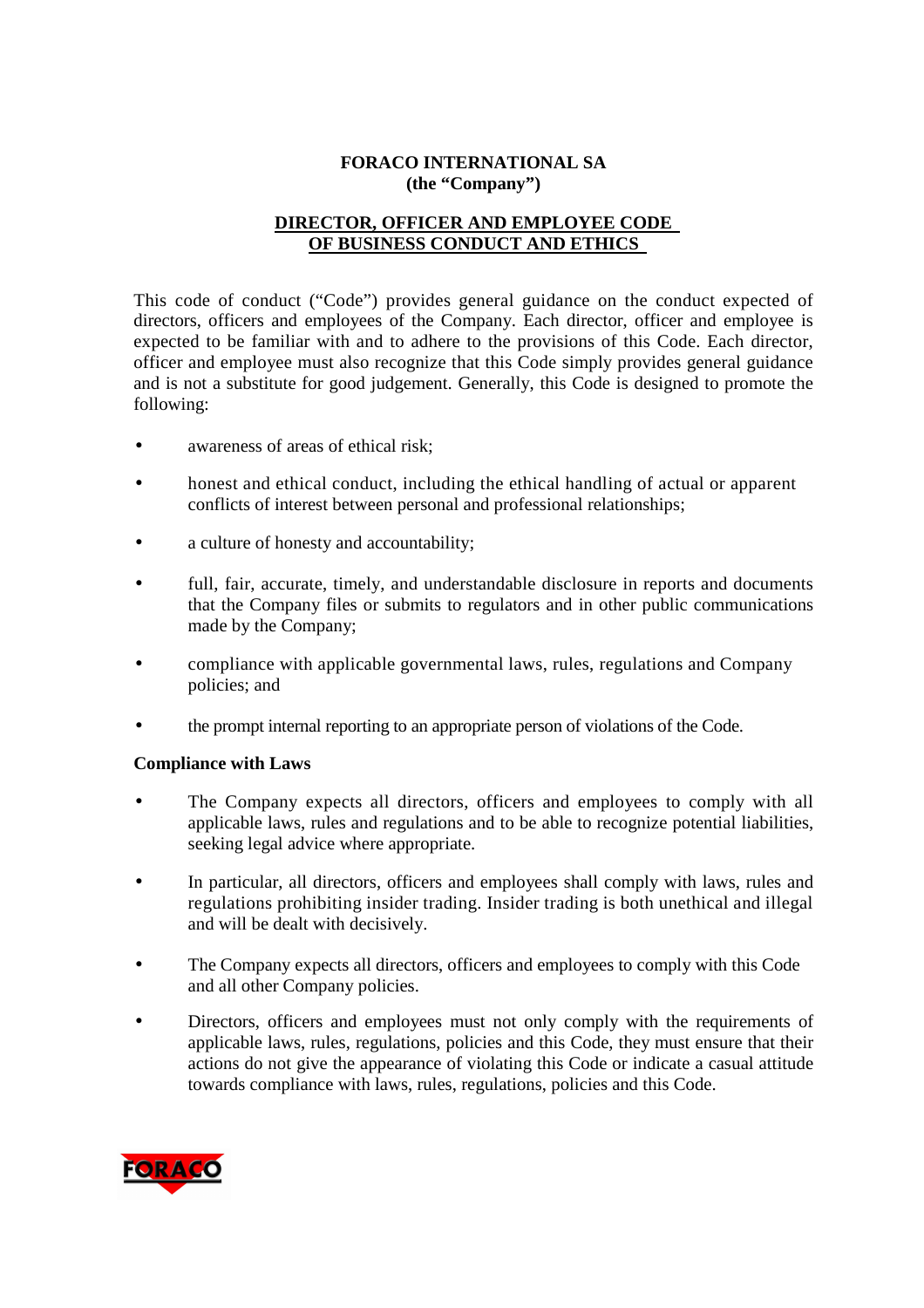**FORACO INTERNATIONAL SA**
**(the "Company")**

**DIRECTOR, OFFICER AND EMPLOYEE CODE OF BUSINESS CONDUCT AND ETHICS**

This code of conduct ("Code") provides general guidance on the conduct expected of directors, officers and employees of the Company. Each director, officer and employee is expected to be familiar with and to adhere to the provisions of this Code. Each director, officer and employee must also recognize that this Code simply provides general guidance and is not a substitute for good judgement. Generally, this Code is designed to promote the following:

- awareness of areas of ethical risk;
- honest and ethical conduct, including the ethical handling of actual or apparent conflicts of interest between personal and professional relationships;
- a culture of honesty and accountability;
- full, fair, accurate, timely, and understandable disclosure in reports and documents that the Company files or submits to regulators and in other public communications made by the Company;
- compliance with applicable governmental laws, rules, regulations and Company policies; and
- the prompt internal reporting to an appropriate person of violations of the Code.

**Compliance with Laws**

- The Company expects all directors, officers and employees to comply with all applicable laws, rules and regulations and to be able to recognize potential liabilities, seeking legal advice where appropriate.
- In particular, all directors, officers and employees shall comply with laws, rules and regulations prohibiting insider trading. Insider trading is both unethical and illegal and will be dealt with decisively.
- The Company expects all directors, officers and employees to comply with this Code and all other Company policies.
- Directors, officers and employees must not only comply with the requirements of applicable laws, rules, regulations, policies and this Code, they must ensure that their actions do not give the appearance of violating this Code or indicate a casual attitude towards compliance with laws, rules, regulations, policies and this Code.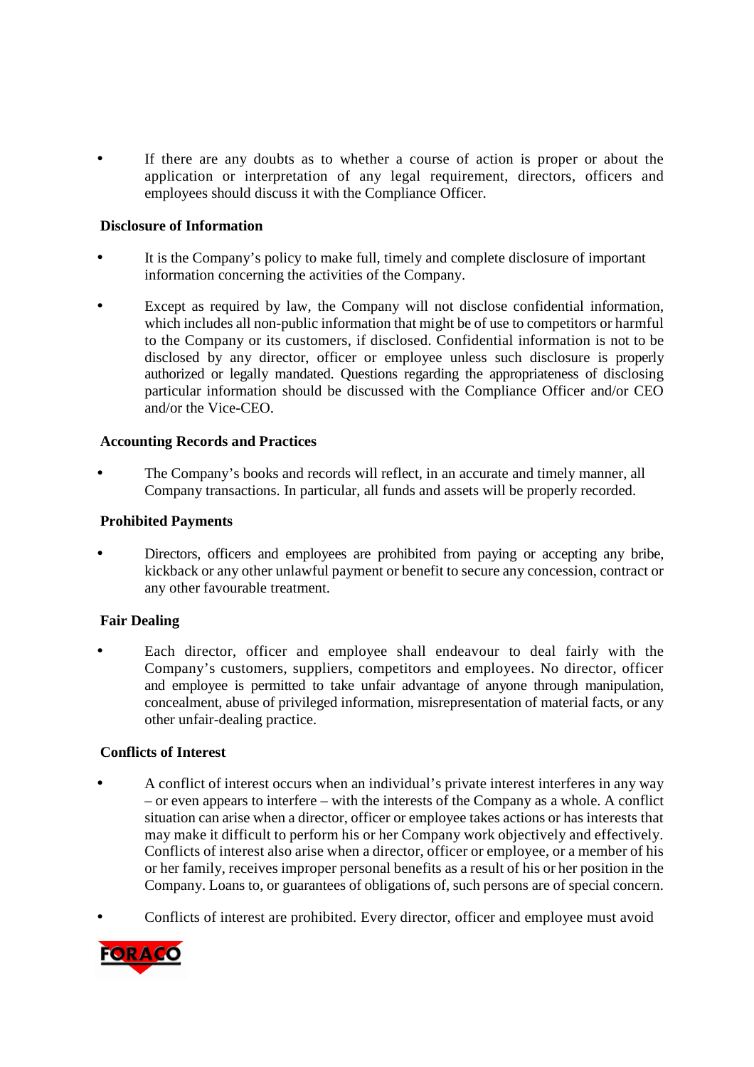- If there are any doubts as to whether a course of action is proper or about the application or interpretation of any legal requirement, directors, officers and employees should discuss it with the Compliance Officer.

**Disclosure of Information**

- It is the Company's policy to make full, timely and complete disclosure of important information concerning the activities of the Company.
- Except as required by law, the Company will not disclose confidential information, which includes all non-public information that might be of use to competitors or harmful to the Company or its customers, if disclosed. Confidential information is not to be disclosed by any director, officer or employee unless such disclosure is properly authorized or legally mandated. Questions regarding the appropriateness of disclosing particular information should be discussed with the Compliance Officer and/or CEO and/or the Vice-CEO.

**Accounting Records and Practices**

- The Company's books and records will reflect, in an accurate and timely manner, all Company transactions. In particular, all funds and assets will be properly recorded.

**Prohibited Payments**

- Directors, officers and employees are prohibited from paying or accepting any bribe, kickback or any other unlawful payment or benefit to secure any concession, contract or any other favourable treatment.

**Fair Dealing**

- Each director, officer and employee shall endeavour to deal fairly with the Company's customers, suppliers, competitors and employees. No director, officer and employee is permitted to take unfair advantage of anyone through manipulation, concealment, abuse of privileged information, misrepresentation of material facts, or any other unfair-dealing practice.

**Conflicts of Interest**

- A conflict of interest occurs when an individual's private interest interferes in any way – or even appears to interfere – with the interests of the Company as a whole. A conflict situation can arise when a director, officer or employee takes actions or has interests that may make it difficult to perform his or her Company work objectively and effectively. Conflicts of interest also arise when a director, officer or employee, or a member of his or her family, receives improper personal benefits as a result of his or her position in the Company. Loans to, or guarantees of obligations of, such persons are of special concern.
- Conflicts of interest are prohibited. Every director, officer and employee must avoid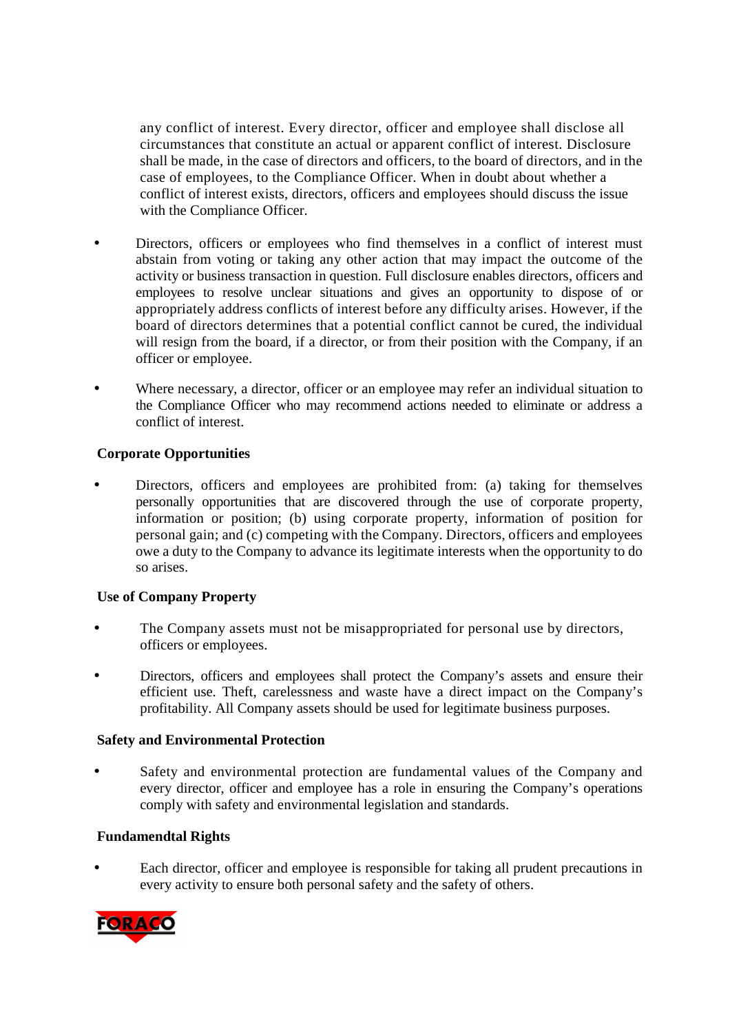any conflict of interest. Every director, officer and employee shall disclose all circumstances that constitute an actual or apparent conflict of interest. Disclosure shall be made, in the case of directors and officers, to the board of directors, and in the case of employees, to the Compliance Officer. When in doubt about whether a conflict of interest exists, directors, officers and employees should discuss the issue with the Compliance Officer.

- Directors, officers or employees who find themselves in a conflict of interest must abstain from voting or taking any other action that may impact the outcome of the activity or business transaction in question. Full disclosure enables directors, officers and employees to resolve unclear situations and gives an opportunity to dispose of or appropriately address conflicts of interest before any difficulty arises. However, if the board of directors determines that a potential conflict cannot be cured, the individual will resign from the board, if a director, or from their position with the Company, if an officer or employee.

- Where necessary, a director, officer or an employee may refer an individual situation to the Compliance Officer who may recommend actions needed to eliminate or address a conflict of interest.

**Corporate Opportunities**

- Directors, officers and employees are prohibited from: (a) taking for themselves personally opportunities that are discovered through the use of corporate property, information or position; (b) using corporate property, information of position for personal gain; and (c) competing with the Company. Directors, officers and employees owe a duty to the Company to advance its legitimate interests when the opportunity to do so arises.

**Use of Company Property**

- The Company assets must not be misappropriated for personal use by directors, officers or employees.

- Directors, officers and employees shall protect the Company's assets and ensure their efficient use. Theft, carelessness and waste have a direct impact on the Company's profitability. All Company assets should be used for legitimate business purposes.

**Safety and Environmental Protection**

- Safety and environmental protection are fundamental values of the Company and every director, officer and employee has a role in ensuring the Company's operations comply with safety and environmental legislation and standards.

**Fundamendtal Rights**

- Each director, officer and employee is responsible for taking all prudent precautions in every activity to ensure both personal safety and the safety of others.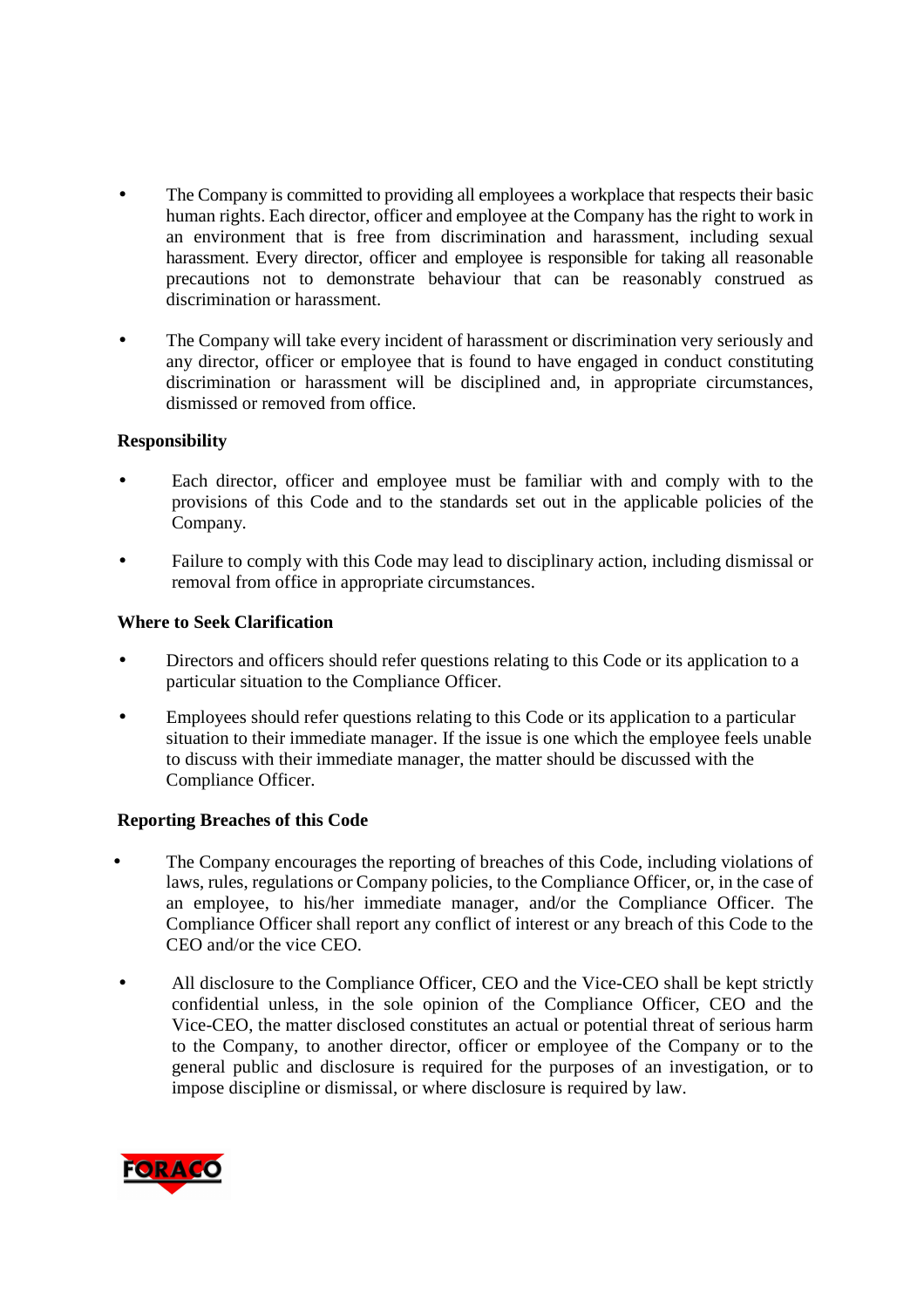- The Company is committed to providing all employees a workplace that respects their basic human rights. Each director, officer and employee at the Company has the right to work in an environment that is free from discrimination and harassment, including sexual harassment. Every director, officer and employee is responsible for taking all reasonable precautions not to demonstrate behaviour that can be reasonably construed as discrimination or harassment.

- The Company will take every incident of harassment or discrimination very seriously and any director, officer or employee that is found to have engaged in conduct constituting discrimination or harassment will be disciplined and, in appropriate circumstances, dismissed or removed from office.

**Responsibility**

- Each director, officer and employee must be familiar with and comply with to the provisions of this Code and to the standards set out in the applicable policies of the Company.

- Failure to comply with this Code may lead to disciplinary action, including dismissal or removal from office in appropriate circumstances.

**Where to Seek Clarification**

- Directors and officers should refer questions relating to this Code or its application to a particular situation to the Compliance Officer.

- Employees should refer questions relating to this Code or its application to a particular situation to their immediate manager. If the issue is one which the employee feels unable to discuss with their immediate manager, the matter should be discussed with the Compliance Officer.

**Reporting Breaches of this Code**

- The Company encourages the reporting of breaches of this Code, including violations of laws, rules, regulations or Company policies, to the Compliance Officer, or, in the case of an employee, to his/her immediate manager, and/or the Compliance Officer. The Compliance Officer shall report any conflict of interest or any breach of this Code to the CEO and/or the vice CEO.

- All disclosure to the Compliance Officer, CEO and the Vice-CEO shall be kept strictly confidential unless, in the sole opinion of the Compliance Officer, CEO and the Vice-CEO, the matter disclosed constitutes an actual or potential threat of serious harm to the Company, to another director, officer or employee of the Company or to the general public and disclosure is required for the purposes of an investigation, or to impose discipline or dismissal, or where disclosure is required by law.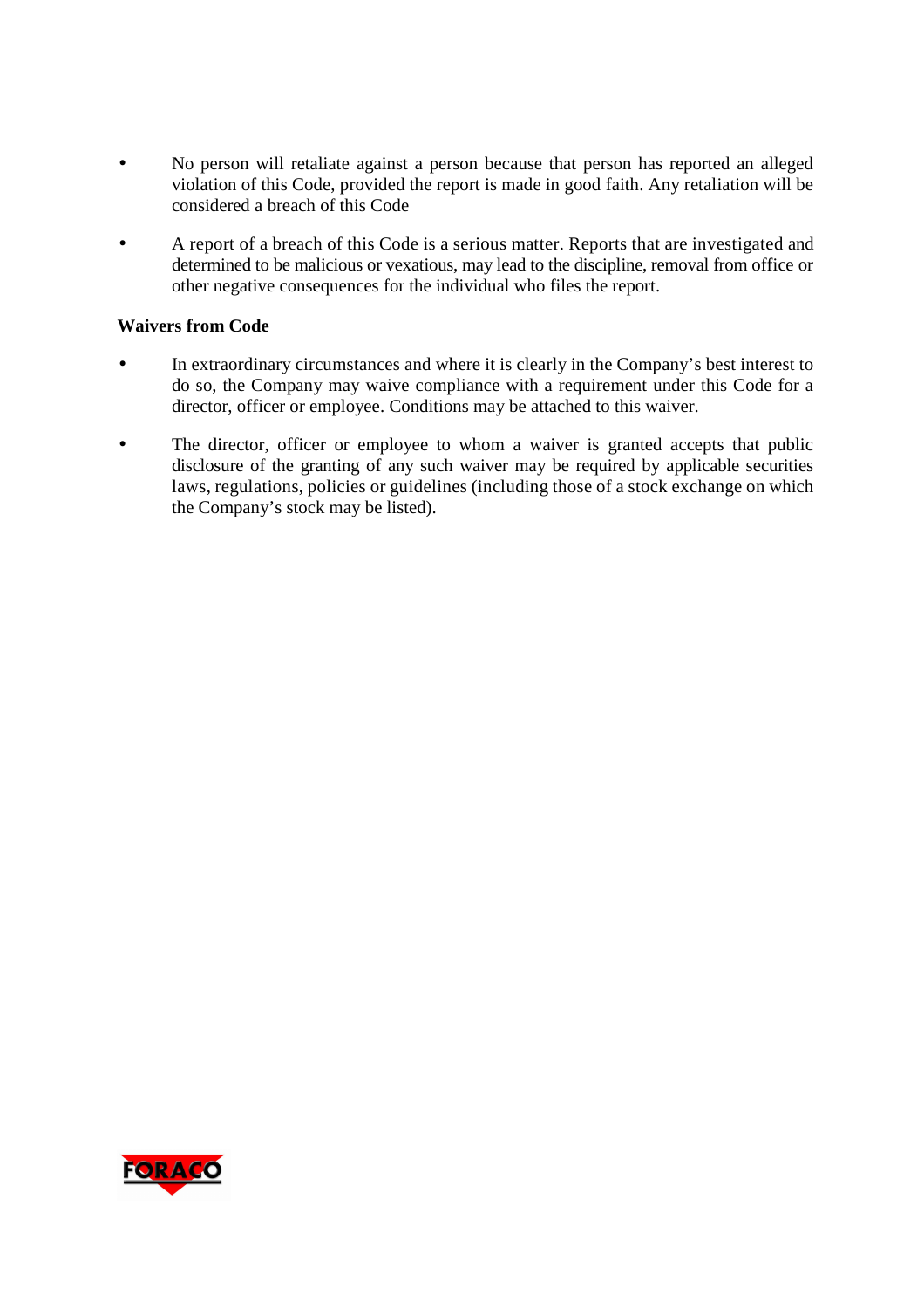- No person will retaliate against a person because that person has reported an alleged violation of this Code, provided the report is made in good faith. Any retaliation will be considered a breach of this Code
- A report of a breach of this Code is a serious matter. Reports that are investigated and determined to be malicious or vexatious, may lead to the discipline, removal from office or other negative consequences for the individual who files the report.

**Waivers from Code**

- In extraordinary circumstances and where it is clearly in the Company's best interest to do so, the Company may waive compliance with a requirement under this Code for a director, officer or employee. Conditions may be attached to this waiver.
- The director, officer or employee to whom a waiver is granted accepts that public disclosure of the granting of any such waiver may be required by applicable securities laws, regulations, policies or guidelines (including those of a stock exchange on which the Company's stock may be listed).